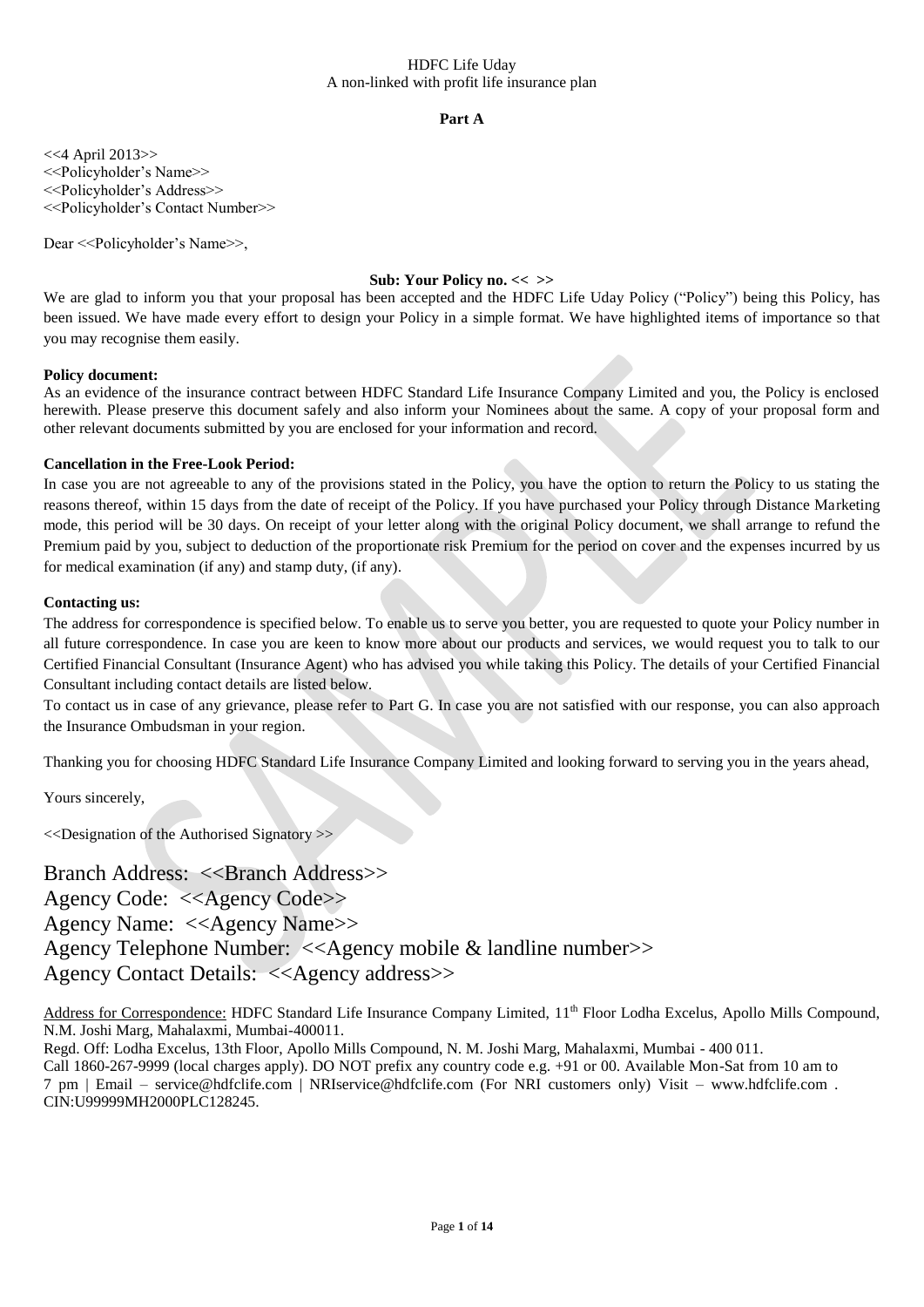HDFC Life Uday
A non-linked with profit life insurance plan

**Part A**

<<4 April 2013>>
<<Policyholder's Name>>
<<Policyholder's Address>>
<<Policyholder's Contact Number>>

Dear <<Policyholder's Name>>,

**Sub: Your Policy no. << >>**

We are glad to inform you that your proposal has been accepted and the HDFC Life Uday Policy ("Policy") being this Policy, has been issued. We have made every effort to design your Policy in a simple format. We have highlighted items of importance so that you may recognise them easily.

**Policy document:**
As an evidence of the insurance contract between HDFC Standard Life Insurance Company Limited and you, the Policy is enclosed herewith. Please preserve this document safely and also inform your Nominees about the same. A copy of your proposal form and other relevant documents submitted by you are enclosed for your information and record.

**Cancellation in the Free-Look Period:**
In case you are not agreeable to any of the provisions stated in the Policy, you have the option to return the Policy to us stating the reasons thereof, within 15 days from the date of receipt of the Policy. If you have purchased your Policy through Distance Marketing mode, this period will be 30 days. On receipt of your letter along with the original Policy document, we shall arrange to refund the Premium paid by you, subject to deduction of the proportionate risk Premium for the period on cover and the expenses incurred by us for medical examination (if any) and stamp duty, (if any).

**Contacting us:**
The address for correspondence is specified below. To enable us to serve you better, you are requested to quote your Policy number in all future correspondence. In case you are keen to know more about our products and services, we would request you to talk to our Certified Financial Consultant (Insurance Agent) who has advised you while taking this Policy. The details of your Certified Financial Consultant including contact details are listed below.
To contact us in case of any grievance, please refer to Part G. In case you are not satisfied with our response, you can also approach the Insurance Ombudsman in your region.

Thanking you for choosing HDFC Standard Life Insurance Company Limited and looking forward to serving you in the years ahead,

Yours sincerely,

<<Designation of the Authorised Signatory >>

Branch Address: <<Branch Address>>
Agency Code: <<Agency Code>>
Agency Name: <<Agency Name>>
Agency Telephone Number: <<Agency mobile & landline number>>
Agency Contact Details: <<Agency address>>

Address for Correspondence: HDFC Standard Life Insurance Company Limited, 11th Floor Lodha Excelus, Apollo Mills Compound, N.M. Joshi Marg, Mahalaxmi, Mumbai-400011.
Regd. Off: Lodha Excelus, 13th Floor, Apollo Mills Compound, N. M. Joshi Marg, Mahalaxmi, Mumbai - 400 011.
Call 1860-267-9999 (local charges apply). DO NOT prefix any country code e.g. +91 or 00. Available Mon-Sat from 10 am to 7 pm | Email – service@hdfclife.com | NRIservice@hdfclife.com (For NRI customers only) Visit – www.hdfclife.com . CIN:U99999MH2000PLC128245.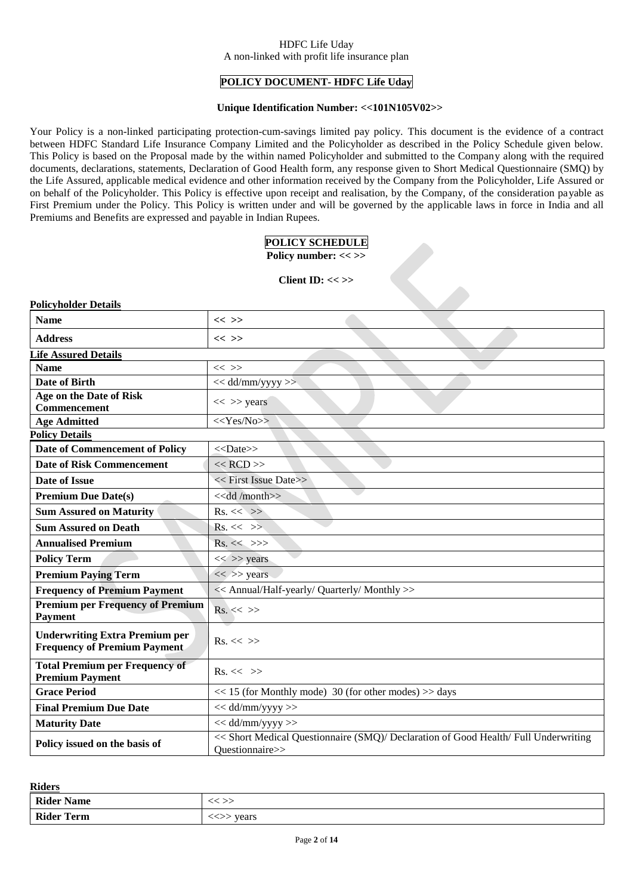HDFC Life Uday
A non-linked with profit life insurance plan

## POLICY DOCUMENT- HDFC Life Uday

**Unique Identification Number: <<101N105V02>>**

Your Policy is a non-linked participating protection-cum-savings limited pay policy. This document is the evidence of a contract between HDFC Standard Life Insurance Company Limited and the Policyholder as described in the Policy Schedule given below. This Policy is based on the Proposal made by the within named Policyholder and submitted to the Company along with the required documents, declarations, statements, Declaration of Good Health form, any response given to Short Medical Questionnaire (SMQ) by the Life Assured, applicable medical evidence and other information received by the Company from the Policyholder, Life Assured or on behalf of the Policyholder. This Policy is effective upon receipt and realisation, by the Company, of the consideration payable as First Premium under the Policy. This Policy is written under and will be governed by the applicable laws in force in India and all Premiums and Benefits are expressed and payable in Indian Rupees.

## POLICY SCHEDULE

**Policy number: << >>**

**Client ID: << >>**

**Policyholder Details**

| | |
|---|---|
| **Name** | << >> |
| **Address** | << >> |

**Life Assured Details**

| | |
|---|---|
| **Name** | << >> |
| **Date of Birth** | << dd/mm/yyyy >> |
| **Age on the Date of Risk Commencement** | << >> years |
| **Age Admitted** | <<Yes/No>> |

**Policy Details**

| | |
|---|---|
| **Date of Commencement of Policy** | <<Date>> |
| **Date of Risk Commencement** | << RCD >> |
| **Date of Issue** | << First Issue Date>> |
| **Premium Due Date(s)** | <<dd /month>> |
| **Sum Assured on Maturity** | Rs. << >> |
| **Sum Assured on Death** | Rs. << >> |
| **Annualised Premium** | Rs. << >>> |
| **Policy Term** | << >> years |
| **Premium Paying Term** | << >> years |
| **Frequency of Premium Payment** | << Annual/Half-yearly/ Quarterly/ Monthly >> |
| **Premium per Frequency of Premium Payment** | Rs. << >> |
| **Underwriting Extra Premium per Frequency of Premium Payment** | Rs. << >> |
| **Total Premium per Frequency of Premium Payment** | Rs. << >> |
| **Grace Period** | << 15 (for Monthly mode) 30 (for other modes) >> days |
| **Final Premium Due Date** | << dd/mm/yyyy >> |
| **Maturity Date** | << dd/mm/yyyy >> |
| **Policy issued on the basis of** | << Short Medical Questionnaire (SMQ)/ Declaration of Good Health/ Full Underwriting Questionnaire>> |

**Riders**

| | |
|---|---|
| **Rider Name** | << >> |
| **Rider Term** | <<>> years |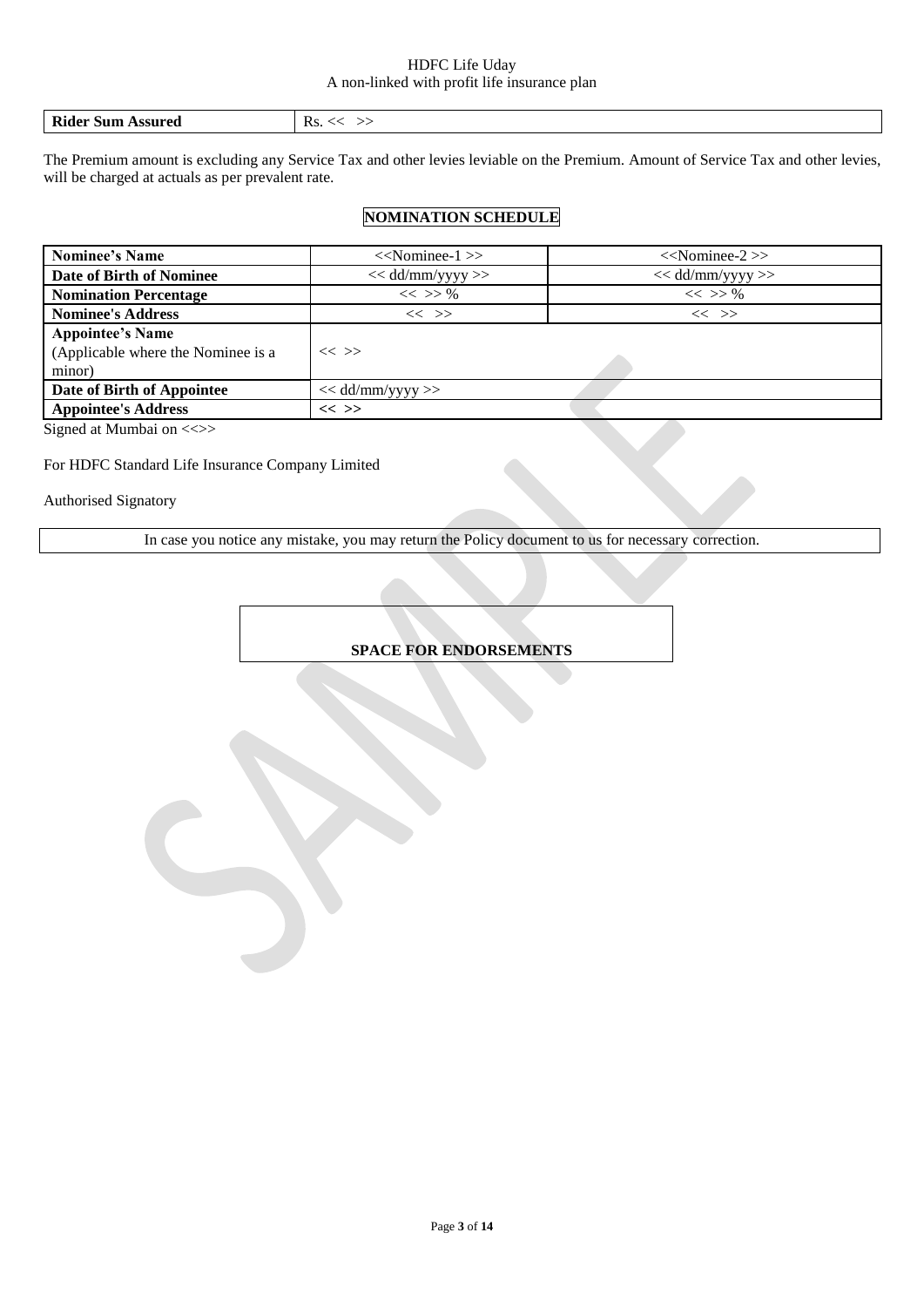| **Rider Sum Assured** | Rs. << >> |
|---|---|

The Premium amount is excluding any Service Tax and other levies leviable on the Premium. Amount of Service Tax and other levies, will be charged at actuals as per prevalent rate.

## NOMINATION SCHEDULE

| **Nominee's Name** | <<Nominee-1 >> | <<Nominee-2 >> |
|---|---|---|
| **Date of Birth of Nominee** | << dd/mm/yyyy >> | << dd/mm/yyyy >> |
| **Nomination Percentage** | << >> % | << >> % |
| **Nominee's Address** | << >> | << >> |
| **Appointee's Name** (Applicable where the Nominee is a minor) | << >> | |
| **Date of Birth of Appointee** | << dd/mm/yyyy >> | |
| **Appointee's Address** | << >> | |

Signed at Mumbai on <<>>

For HDFC Standard Life Insurance Company Limited

Authorised Signatory

In case you notice any mistake, you may return the Policy document to us for necessary correction.

**SPACE FOR ENDORSEMENTS**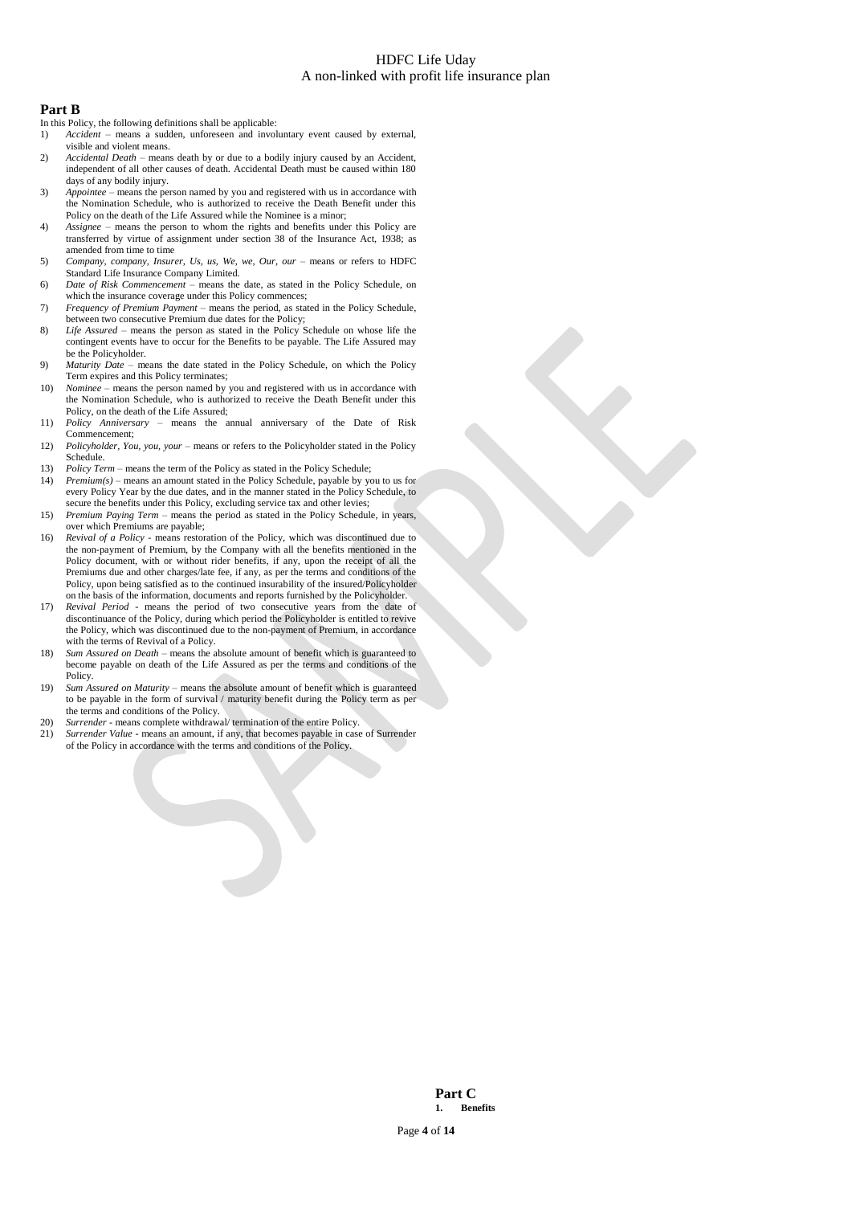## Part B

In this Policy, the following definitions shall be applicable:

1) *Accident* – means a sudden, unforeseen and involuntary event caused by external, visible and violent means.
2) *Accidental Death* – means death by or due to a bodily injury caused by an Accident, independent of all other causes of death. Accidental Death must be caused within 180 days of any bodily injury.
3) *Appointee* – means the person named by you and registered with us in accordance with the Nomination Schedule, who is authorized to receive the Death Benefit under this Policy on the death of the Life Assured while the Nominee is a minor;
4) *Assignee* – means the person to whom the rights and benefits under this Policy are transferred by virtue of assignment under section 38 of the Insurance Act, 1938; as amended from time to time
5) *Company, company, Insurer, Us, us, We, we, Our, our* – means or refers to HDFC Standard Life Insurance Company Limited.
6) *Date of Risk Commencement* – means the date, as stated in the Policy Schedule, on which the insurance coverage under this Policy commences;
7) *Frequency of Premium Payment* – means the period, as stated in the Policy Schedule, between two consecutive Premium due dates for the Policy;
8) *Life Assured* – means the person as stated in the Policy Schedule on whose life the contingent events have to occur for the Benefits to be payable. The Life Assured may be the Policyholder.
9) *Maturity Date* – means the date stated in the Policy Schedule, on which the Policy Term expires and this Policy terminates;
10) *Nominee* – means the person named by you and registered with us in accordance with the Nomination Schedule, who is authorized to receive the Death Benefit under this Policy, on the death of the Life Assured;
11) *Policy Anniversary* – means the annual anniversary of the Date of Risk Commencement;
12) *Policyholder, You, you, your* – means or refers to the Policyholder stated in the Policy Schedule.
13) *Policy Term* – means the term of the Policy as stated in the Policy Schedule;
14) *Premium(s)* – means an amount stated in the Policy Schedule, payable by you to us for every Policy Year by the due dates, and in the manner stated in the Policy Schedule, to secure the benefits under this Policy, excluding service tax and other levies;
15) *Premium Paying Term* – means the period as stated in the Policy Schedule, in years, over which Premiums are payable;
16) *Revival of a Policy* - means restoration of the Policy, which was discontinued due to the non-payment of Premium, by the Company with all the benefits mentioned in the Policy document, with or without rider benefits, if any, upon the receipt of all the Premiums due and other charges/late fee, if any, as per the terms and conditions of the Policy, upon being satisfied as to the continued insurability of the insured/Policyholder on the basis of the information, documents and reports furnished by the Policyholder.
17) *Revival Period* - means the period of two consecutive years from the date of discontinuance of the Policy, during which period the Policyholder is entitled to revive the Policy, which was discontinued due to the non-payment of Premium, in accordance with the terms of Revival of a Policy.
18) *Sum Assured on Death* – means the absolute amount of benefit which is guaranteed to become payable on death of the Life Assured as per the terms and conditions of the Policy.
19) *Sum Assured on Maturity* – means the absolute amount of benefit which is guaranteed to be payable in the form of survival / maturity benefit during the Policy term as per the terms and conditions of the Policy.
20) *Surrender* - means complete withdrawal/ termination of the entire Policy.
21) *Surrender Value* - means an amount, if any, that becomes payable in case of Surrender of the Policy in accordance with the terms and conditions of the Policy.

## Part C

**1. Benefits**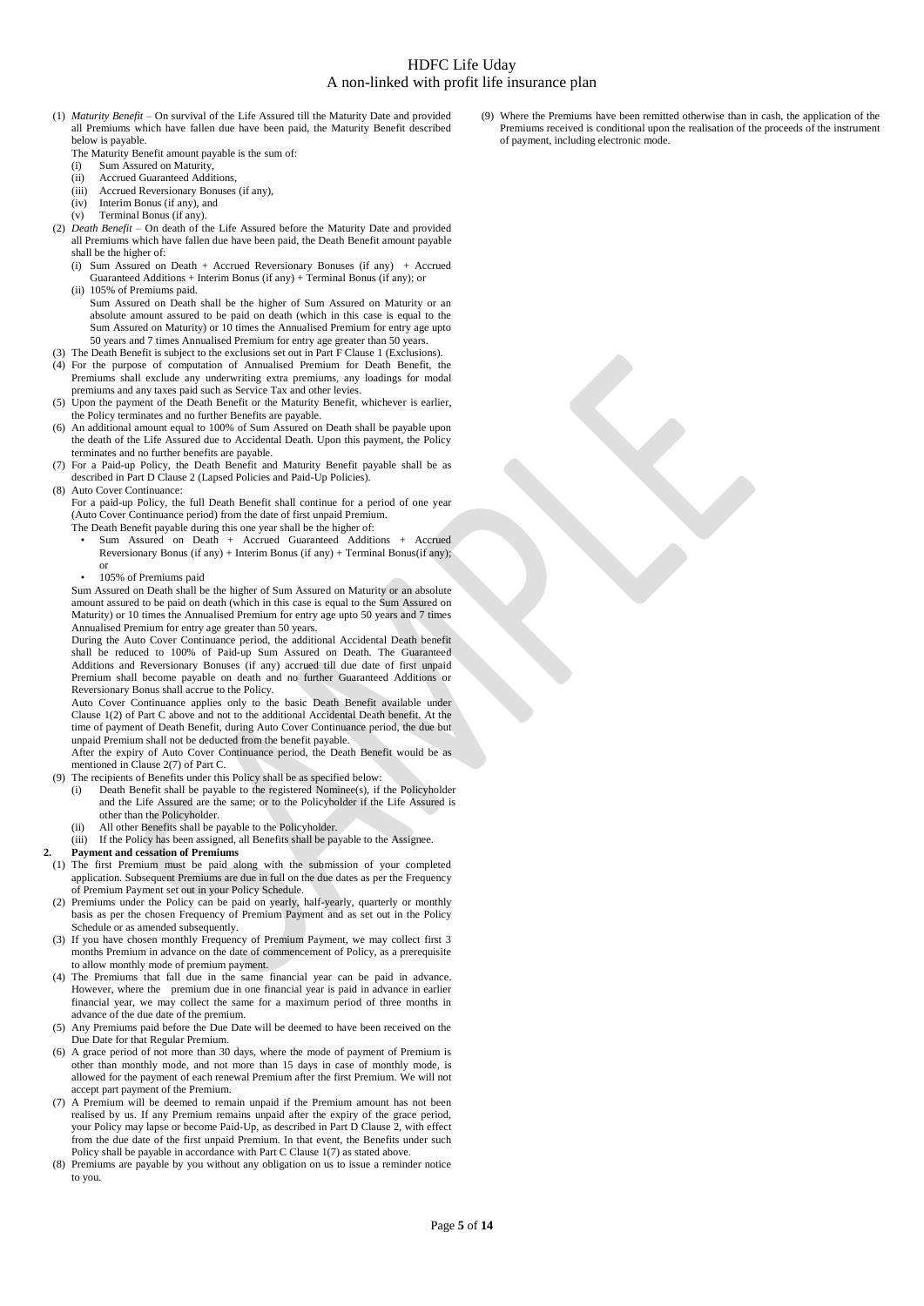(1) *Maturity Benefit* – On survival of the Life Assured till the Maturity Date and provided all Premiums which have fallen due have been paid, the Maturity Benefit described below is payable.

The Maturity Benefit amount payable is the sum of:

(i) Sum Assured on Maturity,
(ii) Accrued Guaranteed Additions,
(iii) Accrued Reversionary Bonuses (if any),
(iv) Interim Bonus (if any), and
(v) Terminal Bonus (if any).

(2) *Death Benefit* – On death of the Life Assured before the Maturity Date and provided all Premiums which have fallen due have been paid, the Death Benefit amount payable shall be the higher of:

(i) Sum Assured on Death + Accrued Reversionary Bonuses (if any) + Accrued Guaranteed Additions + Interim Bonus (if any) + Terminal Bonus (if any); or
(ii) 105% of Premiums paid.

Sum Assured on Death shall be the higher of Sum Assured on Maturity or an absolute amount assured to be paid on death (which in this case is equal to the Sum Assured on Maturity) or 10 times the Annualised Premium for entry age upto 50 years and 7 times Annualised Premium for entry age greater than 50 years.

(3) The Death Benefit is subject to the exclusions set out in Part F Clause 1 (Exclusions).

(4) For the purpose of computation of Annualised Premium for Death Benefit, the Premiums shall exclude any underwriting extra premiums, any loadings for modal premiums and any taxes paid such as Service Tax and other levies.

(5) Upon the payment of the Death Benefit or the Maturity Benefit, whichever is earlier, the Policy terminates and no further Benefits are payable.

(6) An additional amount equal to 100% of Sum Assured on Death shall be payable upon the death of the Life Assured due to Accidental Death. Upon this payment, the Policy terminates and no further benefits are payable.

(7) For a Paid-up Policy, the Death Benefit and Maturity Benefit payable shall be as described in Part D Clause 2 (Lapsed Policies and Paid-Up Policies).

(8) Auto Cover Continuance:

For a paid-up Policy, the full Death Benefit shall continue for a period of one year (Auto Cover Continuance period) from the date of first unpaid Premium.

The Death Benefit payable during this one year shall be the higher of:

- Sum Assured on Death + Accrued Guaranteed Additions + Accrued Reversionary Bonus (if any) + Interim Bonus (if any) + Terminal Bonus(if any); or
- 105% of Premiums paid

Sum Assured on Death shall be the higher of Sum Assured on Maturity or an absolute amount assured to be paid on death (which in this case is equal to the Sum Assured on Maturity) or 10 times the Annualised Premium for entry age upto 50 years and 7 times Annualised Premium for entry age greater than 50 years.

During the Auto Cover Continuance period, the additional Accidental Death benefit shall be reduced to 100% of Paid-up Sum Assured on Death. The Guaranteed Additions and Reversionary Bonuses (if any) accrued till due date of first unpaid Premium shall become payable on death and no further Guaranteed Additions or Reversionary Bonus shall accrue to the Policy.

Auto Cover Continuance applies only to the basic Death Benefit available under Clause 1(2) of Part C above and not to the additional Accidental Death benefit. At the time of payment of Death Benefit, during Auto Cover Continuance period, the due but unpaid Premium shall not be deducted from the benefit payable.

After the expiry of Auto Cover Continuance period, the Death Benefit would be as mentioned in Clause 2(7) of Part C.

(9) The recipients of Benefits under this Policy shall be as specified below:

(i) Death Benefit shall be payable to the registered Nominee(s), if the Policyholder and the Life Assured are the same; or to the Policyholder if the Life Assured is other than the Policyholder.
(ii) All other Benefits shall be payable to the Policyholder.
(iii) If the Policy has been assigned, all Benefits shall be payable to the Assignee.

**2. Payment and cessation of Premiums**

(1) The first Premium must be paid along with the submission of your completed application. Subsequent Premiums are due in full on the due dates as per the Frequency of Premium Payment set out in your Policy Schedule.

(2) Premiums under the Policy can be paid on yearly, half-yearly, quarterly or monthly basis as per the chosen Frequency of Premium Payment and as set out in the Policy Schedule or as amended subsequently.

(3) If you have chosen monthly Frequency of Premium Payment, we may collect first 3 months Premium in advance on the date of commencement of Policy, as a prerequisite to allow monthly mode of premium payment.

(4) The Premiums that fall due in the same financial year can be paid in advance. However, where the premium due in one financial year is paid in advance in earlier financial year, we may collect the same for a maximum period of three months in advance of the due date of the premium.

(5) Any Premiums paid before the Due Date will be deemed to have been received on the Due Date for that Regular Premium.

(6) A grace period of not more than 30 days, where the mode of payment of Premium is other than monthly mode, and not more than 15 days in case of monthly mode, is allowed for the payment of each renewal Premium after the first Premium. We will not accept part payment of the Premium.

(7) A Premium will be deemed to remain unpaid if the Premium amount has not been realised by us. If any Premium remains unpaid after the expiry of the grace period, your Policy may lapse or become Paid-Up, as described in Part D Clause 2, with effect from the due date of the first unpaid Premium. In that event, the Benefits under such Policy shall be payable in accordance with Part C Clause 1(7) as stated above.

(8) Premiums are payable by you without any obligation on us to issue a reminder notice to you.

(9) Where the Premiums have been remitted otherwise than in cash, the application of the Premiums received is conditional upon the realisation of the proceeds of the instrument of payment, including electronic mode.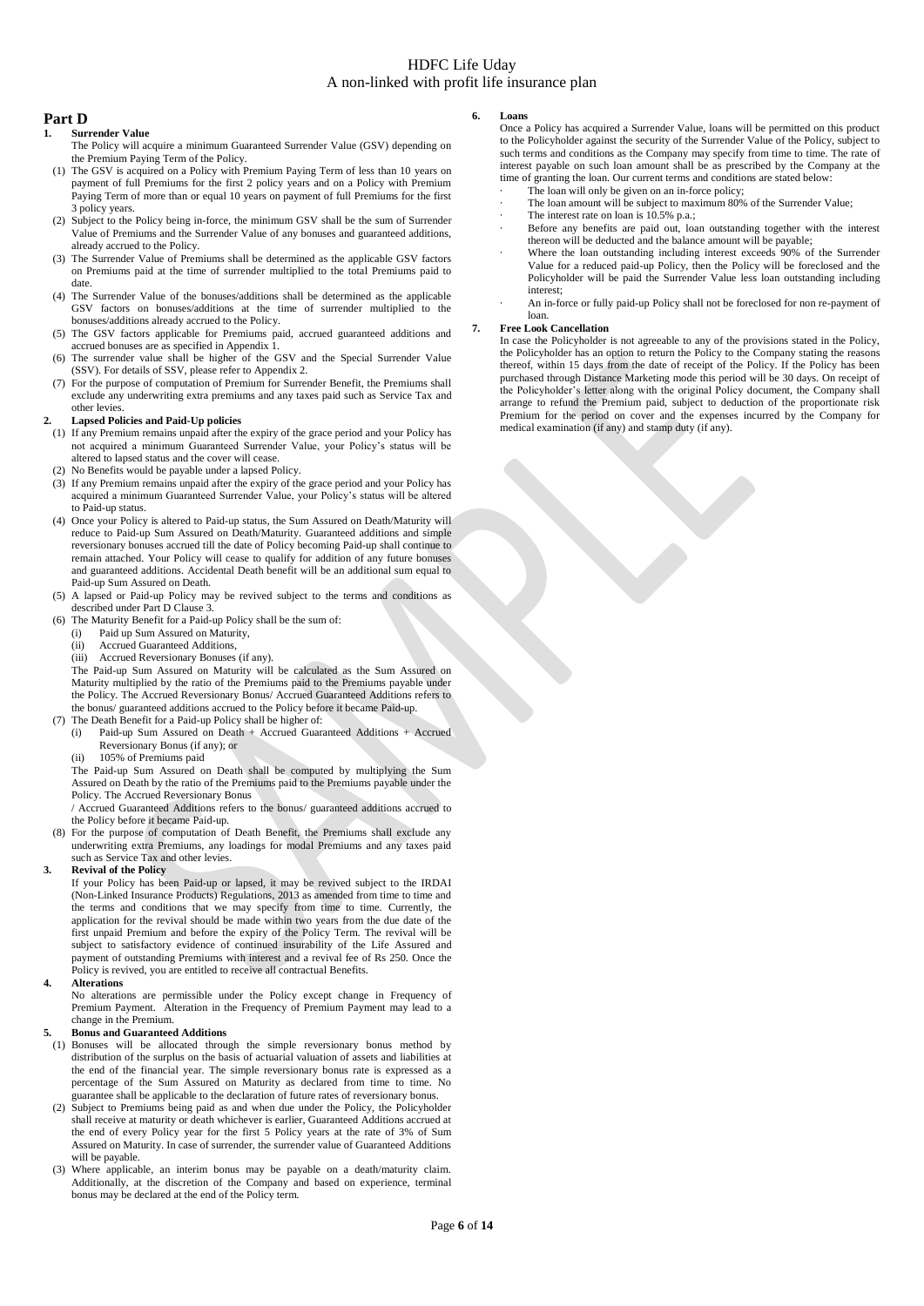## Part D

### 1. Surrender Value

The Policy will acquire a minimum Guaranteed Surrender Value (GSV) depending on the Premium Paying Term of the Policy.

(1) The GSV is acquired on a Policy with Premium Paying Term of less than 10 years on payment of full Premiums for the first 2 policy years and on a Policy with Premium Paying Term of more than or equal 10 years on payment of full Premiums for the first 3 policy years.

(2) Subject to the Policy being in-force, the minimum GSV shall be the sum of Surrender Value of Premiums and the Surrender Value of any bonuses and guaranteed additions, already accrued to the Policy.

(3) The Surrender Value of Premiums shall be determined as the applicable GSV factors on Premiums paid at the time of surrender multiplied to the total Premiums paid to date.

(4) The Surrender Value of the bonuses/additions shall be determined as the applicable GSV factors on bonuses/additions at the time of surrender multiplied to the bonuses/additions already accrued to the Policy.

(5) The GSV factors applicable for Premiums paid, accrued guaranteed additions and accrued bonuses are as specified in Appendix 1.

(6) The surrender value shall be higher of the GSV and the Special Surrender Value (SSV). For details of SSV, please refer to Appendix 2.

(7) For the purpose of computation of Premium for Surrender Benefit, the Premiums shall exclude any underwriting extra premiums and any taxes paid such as Service Tax and other levies.

### 2. Lapsed Policies and Paid-Up policies

(1) If any Premium remains unpaid after the expiry of the grace period and your Policy has not acquired a minimum Guaranteed Surrender Value, your Policy's status will be altered to lapsed status and the cover will cease.

(2) No Benefits would be payable under a lapsed Policy.

(3) If any Premium remains unpaid after the expiry of the grace period and your Policy has acquired a minimum Guaranteed Surrender Value, your Policy's status will be altered to Paid-up status.

(4) Once your Policy is altered to Paid-up status, the Sum Assured on Death/Maturity will reduce to Paid-up Sum Assured on Death/Maturity. Guaranteed additions and simple reversionary bonuses accrued till the date of Policy becoming Paid-up shall continue to remain attached. Your Policy will cease to qualify for addition of any future bonuses and guaranteed additions. Accidental Death benefit will be an additional sum equal to Paid-up Sum Assured on Death.

(5) A lapsed or Paid-up Policy may be revived subject to the terms and conditions as described under Part D Clause 3.

(6) The Maturity Benefit for a Paid-up Policy shall be the sum of:
   - (i) Paid up Sum Assured on Maturity,
   - (ii) Accrued Guaranteed Additions,
   - (iii) Accrued Reversionary Bonuses (if any).

   The Paid-up Sum Assured on Maturity will be calculated as the Sum Assured on Maturity multiplied by the ratio of the Premiums paid to the Premiums payable under the Policy. The Accrued Reversionary Bonus/ Accrued Guaranteed Additions refers to the bonus/ guaranteed additions accrued to the Policy before it became Paid-up.

(7) The Death Benefit for a Paid-up Policy shall be higher of:
   - (i) Paid-up Sum Assured on Death + Accrued Guaranteed Additions + Accrued Reversionary Bonus (if any); or
   - (ii) 105% of Premiums paid

   The Paid-up Sum Assured on Death shall be computed by multiplying the Sum Assured on Death by the ratio of the Premiums paid to the Premiums payable under the Policy. The Accrued Reversionary Bonus / Accrued Guaranteed Additions refers to the bonus/ guaranteed additions accrued to the Policy before it became Paid-up.

(8) For the purpose of computation of Death Benefit, the Premiums shall exclude any underwriting extra Premiums, any loadings for modal Premiums and any taxes paid such as Service Tax and other levies.

### 3. Revival of the Policy

If your Policy has been Paid-up or lapsed, it may be revived subject to the IRDAI (Non-Linked Insurance Products) Regulations, 2013 as amended from time to time and the terms and conditions that we may specify from time to time. Currently, the application for the revival should be made within two years from the due date of the first unpaid Premium and before the expiry of the Policy Term. The revival will be subject to satisfactory evidence of continued insurability of the Life Assured and payment of outstanding Premiums with interest and a revival fee of Rs 250. Once the Policy is revived, you are entitled to receive all contractual Benefits.

### 4. Alterations

No alterations are permissible under the Policy except change in Frequency of Premium Payment. Alteration in the Frequency of Premium Payment may lead to a change in the Premium.

### 5. Bonus and Guaranteed Additions

(1) Bonuses will be allocated through the simple reversionary bonus method by distribution of the surplus on the basis of actuarial valuation of assets and liabilities at the end of the financial year. The simple reversionary bonus rate is expressed as a percentage of the Sum Assured on Maturity as declared from time to time. No guarantee shall be applicable to the declaration of future rates of reversionary bonus.

(2) Subject to Premiums being paid as and when due under the Policy, the Policyholder shall receive at maturity or death whichever is earlier, Guaranteed Additions accrued at the end of every Policy year for the first 5 Policy years at the rate of 3% of Sum Assured on Maturity. In case of surrender, the surrender value of Guaranteed Additions will be payable.

(3) Where applicable, an interim bonus may be payable on a death/maturity claim. Additionally, at the discretion of the Company and based on experience, terminal bonus may be declared at the end of the Policy term.

### 6. Loans

Once a Policy has acquired a Surrender Value, loans will be permitted on this product to the Policyholder against the security of the Surrender Value of the Policy, subject to such terms and conditions as the Company may specify from time to time. The rate of interest payable on such loan amount shall be as prescribed by the Company at the time of granting the loan. Our current terms and conditions are stated below:

- The loan will only be given on an in-force policy;
- The loan amount will be subject to maximum 80% of the Surrender Value;
- The interest rate on loan is 10.5% p.a.;
- Before any benefits are paid out, loan outstanding together with the interest thereon will be deducted and the balance amount will be payable;
- Where the loan outstanding including interest exceeds 90% of the Surrender Value for a reduced paid-up Policy, then the Policy will be foreclosed and the Policyholder will be paid the Surrender Value less loan outstanding including interest;
- An in-force or fully paid-up Policy shall not be foreclosed for non re-payment of loan.

### 7. Free Look Cancellation

In case the Policyholder is not agreeable to any of the provisions stated in the Policy, the Policyholder has an option to return the Policy to the Company stating the reasons thereof, within 15 days from the date of receipt of the Policy. If the Policy has been purchased through Distance Marketing mode this period will be 30 days. On receipt of the Policyholder's letter along with the original Policy document, the Company shall arrange to refund the Premium paid, subject to deduction of the proportionate risk Premium for the period on cover and the expenses incurred by the Company for medical examination (if any) and stamp duty (if any).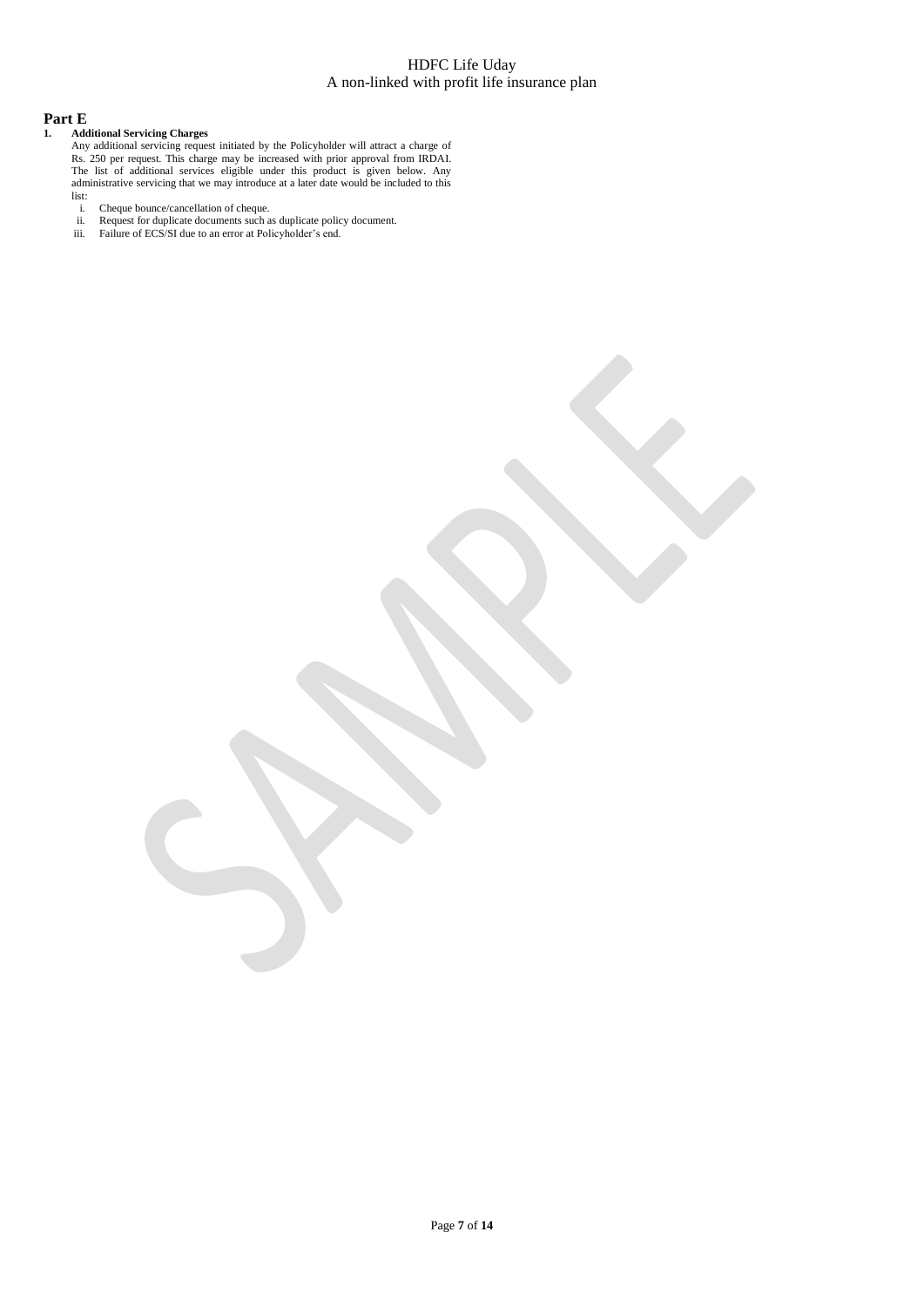# Part E

**1. Additional Servicing Charges**

Any additional servicing request initiated by the Policyholder will attract a charge of Rs. 250 per request. This charge may be increased with prior approval from IRDAI. The list of additional services eligible under this product is given below. Any administrative servicing that we may introduce at a later date would be included to this list:

i. Cheque bounce/cancellation of cheque.

ii. Request for duplicate documents such as duplicate policy document.

iii. Failure of ECS/SI due to an error at Policyholder's end.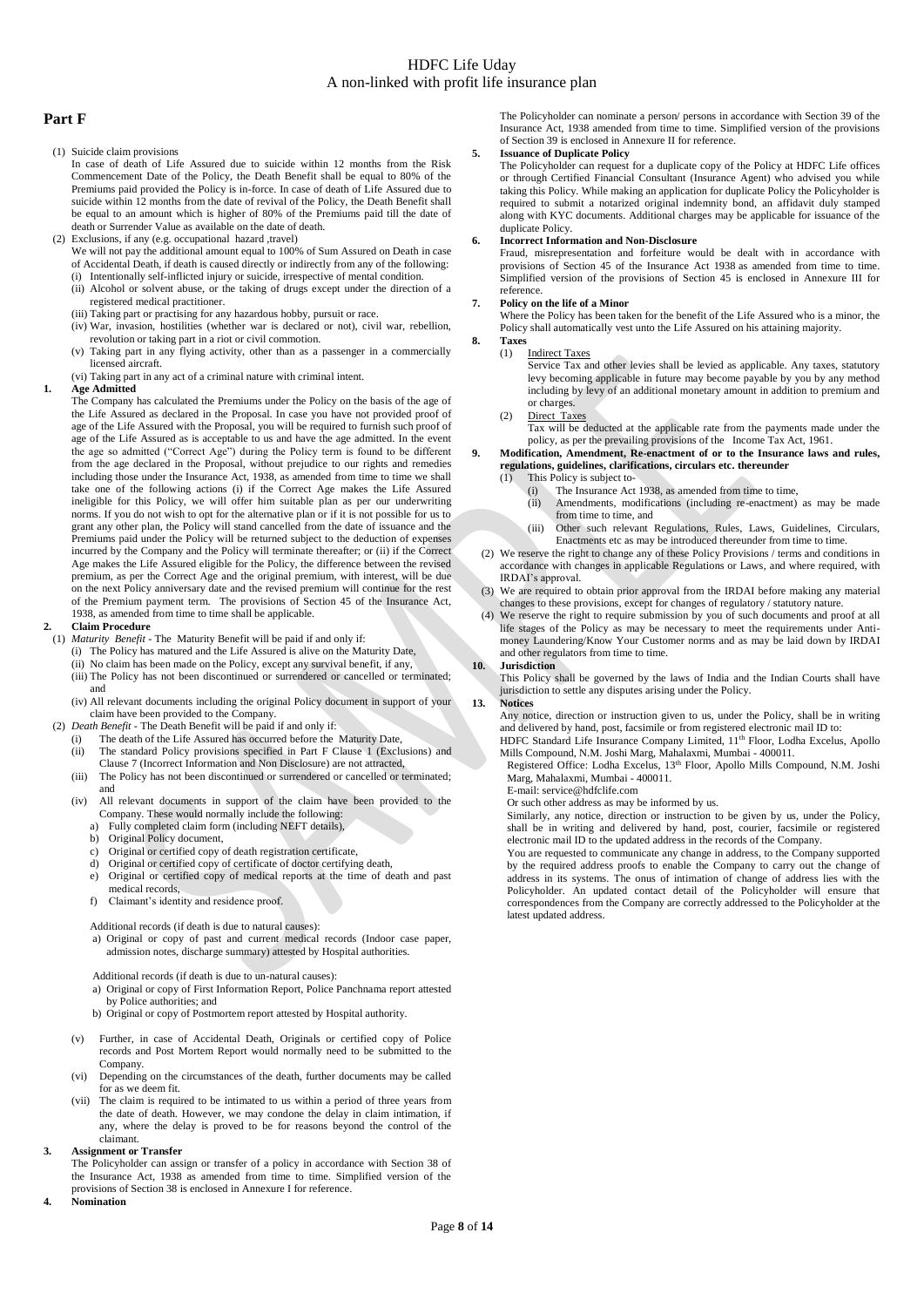## Part F

(1) Suicide claim provisions

In case of death of Life Assured due to suicide within 12 months from the Risk Commencement Date of the Policy, the Death Benefit shall be equal to 80% of the Premiums paid provided the Policy is in-force. In case of death of Life Assured due to suicide within 12 months from the date of revival of the Policy, the Death Benefit shall be equal to an amount which is higher of 80% of the Premiums paid till the date of death or Surrender Value as available on the date of death.

(2) Exclusions, if any (e.g. occupational hazard ,travel)

We will not pay the additional amount equal to 100% of Sum Assured on Death in case of Accidental Death, if death is caused directly or indirectly from any of the following:

(i) Intentionally self-inflicted injury or suicide, irrespective of mental condition.
(ii) Alcohol or solvent abuse, or the taking of drugs except under the direction of a registered medical practitioner.
(iii) Taking part or practising for any hazardous hobby, pursuit or race.
(iv) War, invasion, hostilities (whether war is declared or not), civil war, rebellion, revolution or taking part in a riot or civil commotion.
(v) Taking part in any flying activity, other than as a passenger in a commercially licensed aircraft.
(vi) Taking part in any act of a criminal nature with criminal intent.

**1. Age Admitted**

The Company has calculated the Premiums under the Policy on the basis of the age of the Life Assured as declared in the Proposal. In case you have not provided proof of age of the Life Assured with the Proposal, you will be required to furnish such proof of age of the Life Assured as is acceptable to us and have the age admitted. In the event the age so admitted ("Correct Age") during the Policy term is found to be different from the age declared in the Proposal, without prejudice to our rights and remedies including those under the Insurance Act, 1938, as amended from time to time we shall take one of the following actions (i) if the Correct Age makes the Life Assured ineligible for this Policy, we will offer him suitable plan as per our underwriting norms. If you do not wish to opt for the alternative plan or if it is not possible for us to grant any other plan, the Policy will stand cancelled from the date of issuance and the Premiums paid under the Policy will be returned subject to the deduction of expenses incurred by the Company and the Policy will terminate thereafter; or (ii) if the Correct Age makes the Life Assured eligible for the Policy, the difference between the revised premium, as per the Correct Age and the original premium, with interest, will be due on the next Policy anniversary date and the revised premium will continue for the rest of the Premium payment term. The provisions of Section 45 of the Insurance Act, 1938, as amended from time to time shall be applicable.

**2. Claim Procedure**

(1) *Maturity Benefit* - The Maturity Benefit will be paid if and only if:

(i) The Policy has matured and the Life Assured is alive on the Maturity Date,
(ii) No claim has been made on the Policy, except any survival benefit, if any,
(iii) The Policy has not been discontinued or surrendered or cancelled or terminated; and
(iv) All relevant documents including the original Policy document in support of your claim have been provided to the Company.

(2) *Death Benefit* - The Death Benefit will be paid if and only if:

(i) The death of the Life Assured has occurred before the Maturity Date,
(ii) The standard Policy provisions specified in Part F Clause 1 (Exclusions) and Clause 7 (Incorrect Information and Non Disclosure) are not attracted,
(iii) The Policy has not been discontinued or surrendered or cancelled or terminated; and
(iv) All relevant documents in support of the claim have been provided to the Company. These would normally include the following:
  a) Fully completed claim form (including NEFT details),
  b) Original Policy document,
  c) Original or certified copy of death registration certificate,
  d) Original or certified copy of certificate of doctor certifying death,
  e) Original or certified copy of medical reports at the time of death and past medical records,
  f) Claimant's identity and residence proof.

  Additional records (if death is due to natural causes):
  a) Original or copy of past and current medical records (Indoor case paper, admission notes, discharge summary) attested by Hospital authorities.

  Additional records (if death is due to un-natural causes):
  a) Original or copy of First Information Report, Police Panchnama report attested by Police authorities; and
  b) Original or copy of Postmortem report attested by Hospital authority.

(v) Further, in case of Accidental Death, Originals or certified copy of Police records and Post Mortem Report would normally need to be submitted to the Company.
(vi) Depending on the circumstances of the death, further documents may be called for as we deem fit.
(vii) The claim is required to be intimated to us within a period of three years from the date of death. However, we may condone the delay in claim intimation, if any, where the delay is proved to be for reasons beyond the control of the claimant.

**3. Assignment or Transfer**

The Policyholder can assign or transfer of a policy in accordance with Section 38 of the Insurance Act, 1938 as amended from time to time. Simplified version of the provisions of Section 38 is enclosed in Annexure I for reference.

**4. Nomination**

The Policyholder can nominate a person/ persons in accordance with Section 39 of the Insurance Act, 1938 amended from time to time. Simplified version of the provisions of Section 39 is enclosed in Annexure II for reference.

**5. Issuance of Duplicate Policy**

The Policyholder can request for a duplicate copy of the Policy at HDFC Life offices or through Certified Financial Consultant (Insurance Agent) who advised you while taking this Policy. While making an application for duplicate Policy the Policyholder is required to submit a notarized original indemnity bond, an affidavit duly stamped along with KYC documents. Additional charges may be applicable for issuance of the duplicate Policy.

**6. Incorrect Information and Non-Disclosure**

Fraud, misrepresentation and forfeiture would be dealt with in accordance with provisions of Section 45 of the Insurance Act 1938 as amended from time to time. Simplified version of the provisions of Section 45 is enclosed in Annexure III for reference.

**7. Policy on the life of a Minor**

Where the Policy has been taken for the benefit of the Life Assured who is a minor, the Policy shall automatically vest unto the Life Assured on his attaining majority.

**8. Taxes**

(1) Indirect Taxes

Service Tax and other levies shall be levied as applicable. Any taxes, statutory levy becoming applicable in future may become payable by you by any method including by levy of an additional monetary amount in addition to premium and or charges.

(2) Direct Taxes

Tax will be deducted at the applicable rate from the payments made under the policy, as per the prevailing provisions of the Income Tax Act, 1961.

**9. Modification, Amendment, Re-enactment of or to the Insurance laws and rules, regulations, guidelines, clarifications, circulars etc. thereunder**

(1) This Policy is subject to-
  (i) The Insurance Act 1938, as amended from time to time,
  (ii) Amendments, modifications (including re-enactment) as may be made from time to time, and
  (iii) Other such relevant Regulations, Rules, Laws, Guidelines, Circulars, Enactments etc as may be introduced thereunder from time to time.

(2) We reserve the right to change any of these Policy Provisions / terms and conditions in accordance with changes in applicable Regulations or Laws, and where required, with IRDAI's approval.

(3) We are required to obtain prior approval from the IRDAI before making any material changes to these provisions, except for changes of regulatory / statutory nature.

(4) We reserve the right to require submission by you of such documents and proof at all life stages of the Policy as may be necessary to meet the requirements under Anti-money Laundering/Know Your Customer norms and as may be laid down by IRDAI and other regulators from time to time.

**10. Jurisdiction**

This Policy shall be governed by the laws of India and the Indian Courts shall have jurisdiction to settle any disputes arising under the Policy.

**13. Notices**

Any notice, direction or instruction given to us, under the Policy, shall be in writing and delivered by hand, post, facsimile or from registered electronic mail ID to:

HDFC Standard Life Insurance Company Limited, 11th Floor, Lodha Excelus, Apollo Mills Compound, N.M. Joshi Marg, Mahalaxmi, Mumbai - 400011.

Registered Office: Lodha Excelus, 13th Floor, Apollo Mills Compound, N.M. Joshi Marg, Mahalaxmi, Mumbai - 400011.

E-mail: service@hdfclife.com

Or such other address as may be informed by us.

Similarly, any notice, direction or instruction to be given by us, under the Policy, shall be in writing and delivered by hand, post, courier, facsimile or registered electronic mail ID to the updated address in the records of the Company.

You are requested to communicate any change in address, to the Company supported by the required address proofs to enable the Company to carry out the change of address in its systems. The onus of intimation of change of address lies with the Policyholder. An updated contact detail of the Policyholder will ensure that correspondences from the Company are correctly addressed to the Policyholder at the latest updated address.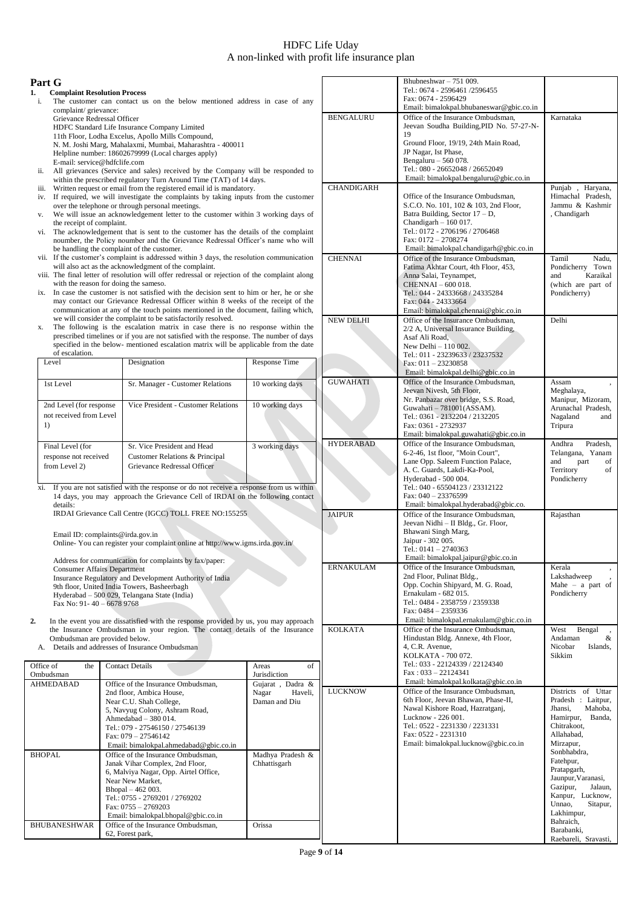## Part G

**1. Complaint Resolution Process**

i. The customer can contact us on the below mentioned address in case of any complaint/ grievance:
Grievance Redressal Officer
HDFC Standard Life Insurance Company Limited
11th Floor, Lodha Excelus, Apollo Mills Compound,
N. M. Joshi Marg, Mahalaxmi, Mumbai, Maharashtra - 400011
Helpline number: 18602679999 (Local charges apply)
E-mail: service@hdfclife.com

ii. All grievances (Service and sales) received by the Company will be responded to within the prescribed regulatory Turn Around Time (TAT) of 14 days.

iii. Written request or email from the registered email id is mandatory.

iv. If required, we will investigate the complaints by taking inputs from the customer over the telephone or through personal meetings.

v. We will issue an acknowledgement letter to the customer within 3 working days of the receipt of complaint.

vi. The acknowledgement that is sent to the customer has the details of the complaint noumber, the Policy noumber and the Grievance Redressal Officer's name who will be handling the complaint of the customer.

vii. If the customer's complaint is addressed within 3 days, the resolution communication will also act as the acknowledgment of the complaint.

viii. The final letter of resolution will offer redressal or rejection of the complaint along with the reason for doing the sameso.

ix. In case the customer is not satisfied with the decision sent to him or her, he or she may contact our Grievance Redressal Officer within 8 weeks of the receipt of the communication at any of the touch points mentioned in the document, failing which, we will consider the complaint to be satisfactorily resolved.

x. The following is the escalation matrix in case there is no response within the prescribed timelines or if you are not satisfied with the response. The number of days specified in the below- mentioned escalation matrix will be applicable from the date of escalation.

| Level | Designation | Response Time |
|---|---|---|
| 1st Level | Sr. Manager - Customer Relations | 10 working days |
| 2nd Level (for response not received from Level 1) | Vice President - Customer Relations | 10 working days |
| Final Level (for response not received from Level 2) | Sr. Vice President and Head Customer Relations & Principal Grievance Redressal Officer | 3 working days |

xi. If you are not satisfied with the response or do not receive a response from us within 14 days, you may approach the Grievance Cell of IRDAI on the following contact details:
IRDAI Grievance Call Centre (IGCC) TOLL FREE NO:155255

Email ID: complaints@irda.gov.in
Online- You can register your complaint online at http://www.igms.irda.gov.in/

Address for communication for complaints by fax/paper:
Consumer Affairs Department
Insurance Regulatory and Development Authority of India
9th floor, United India Towers, Basheerbagh
Hyderabad – 500 029, Telangana State (India)
Fax No: 91- 40 – 6678 9768

**2.** In the event you are dissatisfied with the response provided by us, you may approach the Insurance Ombudsman in your region. The contact details of the Insurance Ombudsman are provided below.

A. Details and addresses of Insurance Ombudsman

| Office of the Ombudsman | Contact Details | Areas of Jurisdiction |
|---|---|---|
| AHMEDABAD | Office of the Insurance Ombudsman, 2nd floor, Ambica House, Near C.U. Shah College, 5, Navyug Colony, Ashram Road, Ahmedabad – 380 014. Tel.: 079 - 27546150 / 27546139 Fax: 079 – 27546142 Email: bimalokpal.ahmedabad@gbic.co.in | Gujarat , Dadra & Nagar Haveli, Daman and Diu |
| BHOPAL | Office of the Insurance Ombudsman, Janak Vihar Complex, 2nd Floor, 6, Malviya Nagar, Opp. Airtel Office, Near New Market, Bhopal – 462 003. Tel.: 0755 - 2769201 / 2769202 Fax: 0755 – 2769203 Email: bimalokpal.bhopal@gbic.co.in | Madhya Pradesh & Chhattisgarh |
| BHUBANESHWAR | Office of the Insurance Ombudsman, 62, Forest park, Bhubneshwar – 751 009. Tel.: 0674 - 2596461 /2596455 Fax: 0674 - 2596429 Email: bimalokpal.bhubaneswar@gbic.co.in | Orissa |
| BENGALURU | Office of the Insurance Ombudsman, Jeevan Soudha Building,PID No. 57-27-N-19 Ground Floor, 19/19, 24th Main Road, JP Nagar, Ist Phase, Bengaluru – 560 078. Tel.: 080 - 26652048 / 26652049 Email: bimalokpal.bengaluru@gbic.co.in | Karnataka |
| CHANDIGARH | Office of the Insurance Ombudsman, S.C.O. No. 101, 102 & 103, 2nd Floor, Batra Building, Sector 17 – D, Chandigarh – 160 017. Tel.: 0172 - 2706196 / 2706468 Fax: 0172 – 2708274 Email: bimalokpal.chandigarh@gbic.co.in | Punjab , Haryana, Himachal Pradesh, Jammu & Kashmir , Chandigarh |
| CHENNAI | Office of the Insurance Ombudsman, Fatima Akhtar Court, 4th Floor, 453, Anna Salai, Teynampet, CHENNAI – 600 018. Tel.: 044 - 24333668 / 24335284 Fax: 044 - 24333664 Email: bimalokpal.chennai@gbic.co.in | Tamil Nadu, Pondicherry Town and Karaikal (which are part of Pondicherry) |
| NEW DELHI | Office of the Insurance Ombudsman, 2/2 A, Universal Insurance Building, Asaf Ali Road, New Delhi – 110 002. Tel.: 011 - 23239633 / 23237532 Fax: 011 – 23230858 Email: bimalokpal.delhi@gbic.co.in | Delhi |
| GUWAHATI | Office of the Insurance Ombudsman, Jeevan Nivesh, 5th Floor, Nr. Panbazar over bridge, S.S. Road, Guwahati – 781001(ASSAM). Tel.: 0361 - 2132204 / 2132205 Fax: 0361 - 2732937 Email: bimalokpal.guwahati@gbic.co.in | Assam , Meghalaya, Manipur, Mizoram, Arunachal Pradesh, Nagaland and Tripura |
| HYDERABAD | Office of the Insurance Ombudsman, 6-2-46, 1st floor, "Moin Court", Lane Opp. Saleem Function Palace, A. C. Guards, Lakdi-Ka-Pool, Hyderabad - 500 004. Tel.: 040 - 65504123 / 23312122 Fax: 040 – 23376599 Email: bimalokpal.hyderabad@gbic.co. | Andhra Pradesh, Telangana, Yanam and part of Territory of Pondicherry |
| JAIPUR | Office of the Insurance Ombudsman, Jeevan Nidhi – II Bldg., Gr. Floor, Bhawani Singh Marg, Jaipur - 302 005. Tel.: 0141 – 2740363 Email: bimalokpal.jaipur@gbic.co.in | Rajasthan |
| ERNAKULAM | Office of the Insurance Ombudsman, 2nd Floor, Pulinat Bldg., Opp. Cochin Shipyard, M. G. Road, Ernakulam - 682 015. Tel.: 0484 - 2358759 / 2359338 Fax: 0484 – 2359336 Email: bimalokpal.ernakulam@gbic.co.in | Kerala , Lakshadweep , Mahe – a part of Pondicherry |
| KOLKATA | Office of the Insurance Ombudsman, Hindustan Bldg. Annexe, 4th Floor, 4, C.R. Avenue, KOLKATA - 700 072. Tel.: 033 - 22124339 / 22124340 Fax : 033 – 22124341 Email: bimalokpal.kolkata@gbic.co.in | West Bengal , Andaman & Nicobar Islands, Sikkim |
| LUCKNOW | Office of the Insurance Ombudsman, 6th Floor, Jeevan Bhawan, Phase-II, Nawal Kishore Road, Hazratganj, Lucknow - 226 001. Tel.: 0522 - 2231330 / 2231331 Fax: 0522 - 2231310 Email: bimalokpal.lucknow@gbic.co.in | Districts of Uttar Pradesh : Laitpur, Jhansi, Mahoba, Hamirpur, Banda, Chitrakoot, Allahabad, Mirzapur, Sonbhabdra, Fatehpur, Pratapgarh, Jaunpur,Varanasi, Gazipur, Jalaun, Kanpur, Lucknow, Unnao, Sitapur, Lakhimpur, Bahraich, Barabanki, Raebareli, Sravasti, |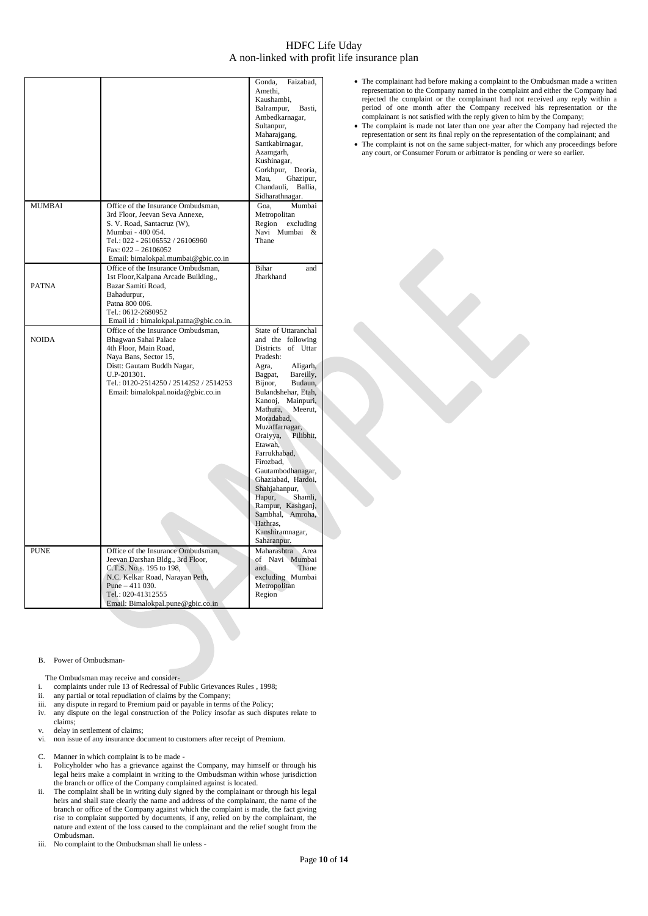| | | Gonda, Faizabad, Amethi, Kaushambi, Balrampur, Basti, Ambedkarnagar, Sultanpur, Maharajgang, Santkabirnagar, Azamgarh, Kushinagar, Gorkhpur, Deoria, Mau, Ghazipur, Chandauli, Ballia, Sidharathnagar. |
|---|---|---|
| MUMBAI | Office of the Insurance Ombudsman, 3rd Floor, Jeevan Seva Annexe, S. V. Road, Santacruz (W), Mumbai - 400 054. Tel.: 022 - 26106552 / 26106960 Fax: 022 – 26106052 Email: bimalokpal.mumbai@gbic.co.in | Goa, Mumbai Metropolitan Region excluding Navi Mumbai & Thane |
| PATNA | Office of the Insurance Ombudsman, 1st Floor,Kalpana Arcade Building,, Bazar Samiti Road, Bahadurpur, Patna 800 006. Tel.: 0612-2680952 Email id : bimalokpal.patna@gbic.co.in. | Bihar and Jharkhand |
| NOIDA | Office of the Insurance Ombudsman, Bhagwan Sahai Palace 4th Floor, Main Road, Naya Bans, Sector 15, Distt: Gautam Buddh Nagar, U.P-201301. Tel.: 0120-2514250 / 2514252 / 2514253 Email: bimalokpal.noida@gbic.co.in | State of Uttaranchal and the following Districts of Uttar Pradesh: Agra, Aligarh, Bagpat, Bareilly, Bijnor, Budaun, Bulandshehar, Etah, Kanooj, Mainpuri, Mathura, Meerut, Moradabad, Muzaffarnagar, Oraiyya, Pilibhit, Etawah, Farrukhabad, Firozbad, Gautambodhanagar, Ghaziabad, Hardoi, Shahjahanpur, Hapur, Shamli, Rampur, Kashganj, Sambhal, Amroha, Hathras, Kanshiramnagar, Saharanpur. |
| PUNE | Office of the Insurance Ombudsman, Jeevan Darshan Bldg., 3rd Floor, C.T.S. No.s. 195 to 198, N.C. Kelkar Road, Narayan Peth, Pune – 411 030. Tel.: 020-41312555 Email: Bimalokpal.pune@gbic.co.in | Maharashtra Area of Navi Mumbai and Thane excluding Mumbai Metropolitan Region |

B. Power of Ombudsman-

The Ombudsman may receive and consider-

i. complaints under rule 13 of Redressal of Public Grievances Rules , 1998;
ii. any partial or total repudiation of claims by the Company;
iii. any dispute in regard to Premium paid or payable in terms of the Policy;
iv. any dispute on the legal construction of the Policy insofar as such disputes relate to claims;
v. delay in settlement of claims;
vi. non issue of any insurance document to customers after receipt of Premium.

C. Manner in which complaint is to be made -

i. Policyholder who has a grievance against the Company, may himself or through his legal heirs make a complaint in writing to the Ombudsman within whose jurisdiction the branch or office of the Company complained against is located.
ii. The complaint shall be in writing duly signed by the complainant or through his legal heirs and shall state clearly the name and address of the complainant, the name of the branch or office of the Company against which the complaint is made, the fact giving rise to complaint supported by documents, if any, relied on by the complainant, the nature and extent of the loss caused to the complainant and the relief sought from the Ombudsman.
iii. No complaint to the Ombudsman shall lie unless -

- The complainant had before making a complaint to the Ombudsman made a written representation to the Company named in the complaint and either the Company had rejected the complaint or the complainant had not received any reply within a period of one month after the Company received his representation or the complainant is not satisfied with the reply given to him by the Company;
- The complaint is made not later than one year after the Company had rejected the representation or sent its final reply on the representation of the complainant; and
- The complaint is not on the same subject-matter, for which any proceedings before any court, or Consumer Forum or arbitrator is pending or were so earlier.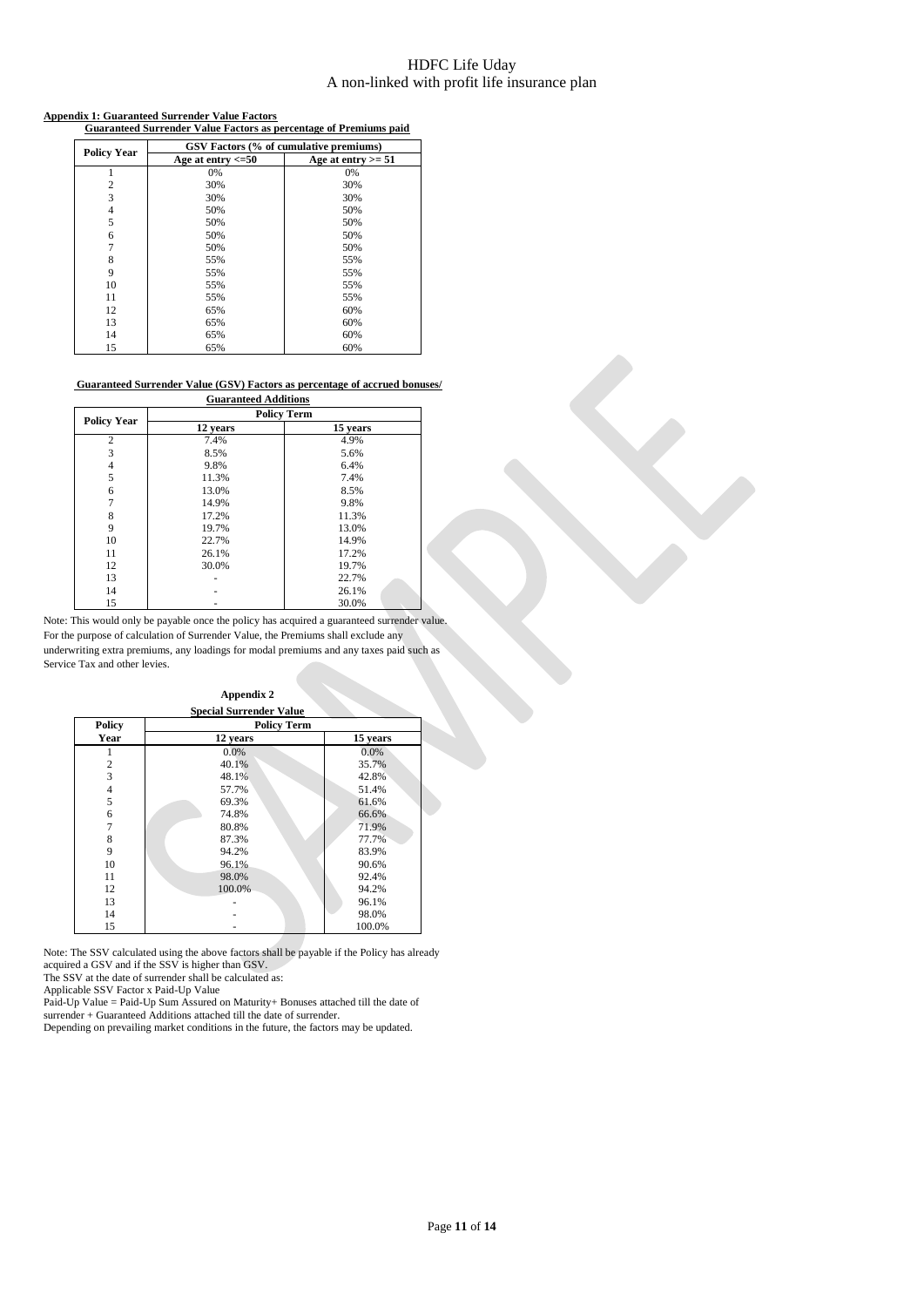**Appendix 1: Guaranteed Surrender Value Factors**

**Guaranteed Surrender Value Factors as percentage of Premiums paid**

| Policy Year | GSV Factors (% of cumulative premiums) | |
|---|---|---|
| | Age at entry <=50 | Age at entry >= 51 |
| 1 | 0% | 0% |
| 2 | 30% | 30% |
| 3 | 30% | 30% |
| 4 | 50% | 50% |
| 5 | 50% | 50% |
| 6 | 50% | 50% |
| 7 | 50% | 50% |
| 8 | 55% | 55% |
| 9 | 55% | 55% |
| 10 | 55% | 55% |
| 11 | 55% | 55% |
| 12 | 65% | 60% |
| 13 | 65% | 60% |
| 14 | 65% | 60% |
| 15 | 65% | 60% |

**Guaranteed Surrender Value (GSV) Factors as percentage of accrued bonuses/ Guaranteed Additions**

| Policy Year | Policy Term | |
|---|---|---|
| | 12 years | 15 years |
| 2 | 7.4% | 4.9% |
| 3 | 8.5% | 5.6% |
| 4 | 9.8% | 6.4% |
| 5 | 11.3% | 7.4% |
| 6 | 13.0% | 8.5% |
| 7 | 14.9% | 9.8% |
| 8 | 17.2% | 11.3% |
| 9 | 19.7% | 13.0% |
| 10 | 22.7% | 14.9% |
| 11 | 26.1% | 17.2% |
| 12 | 30.0% | 19.7% |
| 13 | - | 22.7% |
| 14 | - | 26.1% |
| 15 | - | 30.0% |

Note: This would only be payable once the policy has acquired a guaranteed surrender value.
For the purpose of calculation of Surrender Value, the Premiums shall exclude any underwriting extra premiums, any loadings for modal premiums and any taxes paid such as Service Tax and other levies.

**Appendix 2**

**Special Surrender Value**

| Policy Year | Policy Term | |
|---|---|---|
| | 12 years | 15 years |
| 1 | 0.0% | 0.0% |
| 2 | 40.1% | 35.7% |
| 3 | 48.1% | 42.8% |
| 4 | 57.7% | 51.4% |
| 5 | 69.3% | 61.6% |
| 6 | 74.8% | 66.6% |
| 7 | 80.8% | 71.9% |
| 8 | 87.3% | 77.7% |
| 9 | 94.2% | 83.9% |
| 10 | 96.1% | 90.6% |
| 11 | 98.0% | 92.4% |
| 12 | 100.0% | 94.2% |
| 13 | - | 96.1% |
| 14 | - | 98.0% |
| 15 | - | 100.0% |

Note: The SSV calculated using the above factors shall be payable if the Policy has already acquired a GSV and if the SSV is higher than GSV.
The SSV at the date of surrender shall be calculated as:
Applicable SSV Factor x Paid-Up Value
Paid-Up Value = Paid-Up Sum Assured on Maturity+ Bonuses attached till the date of surrender + Guaranteed Additions attached till the date of surrender.
Depending on prevailing market conditions in the future, the factors may be updated.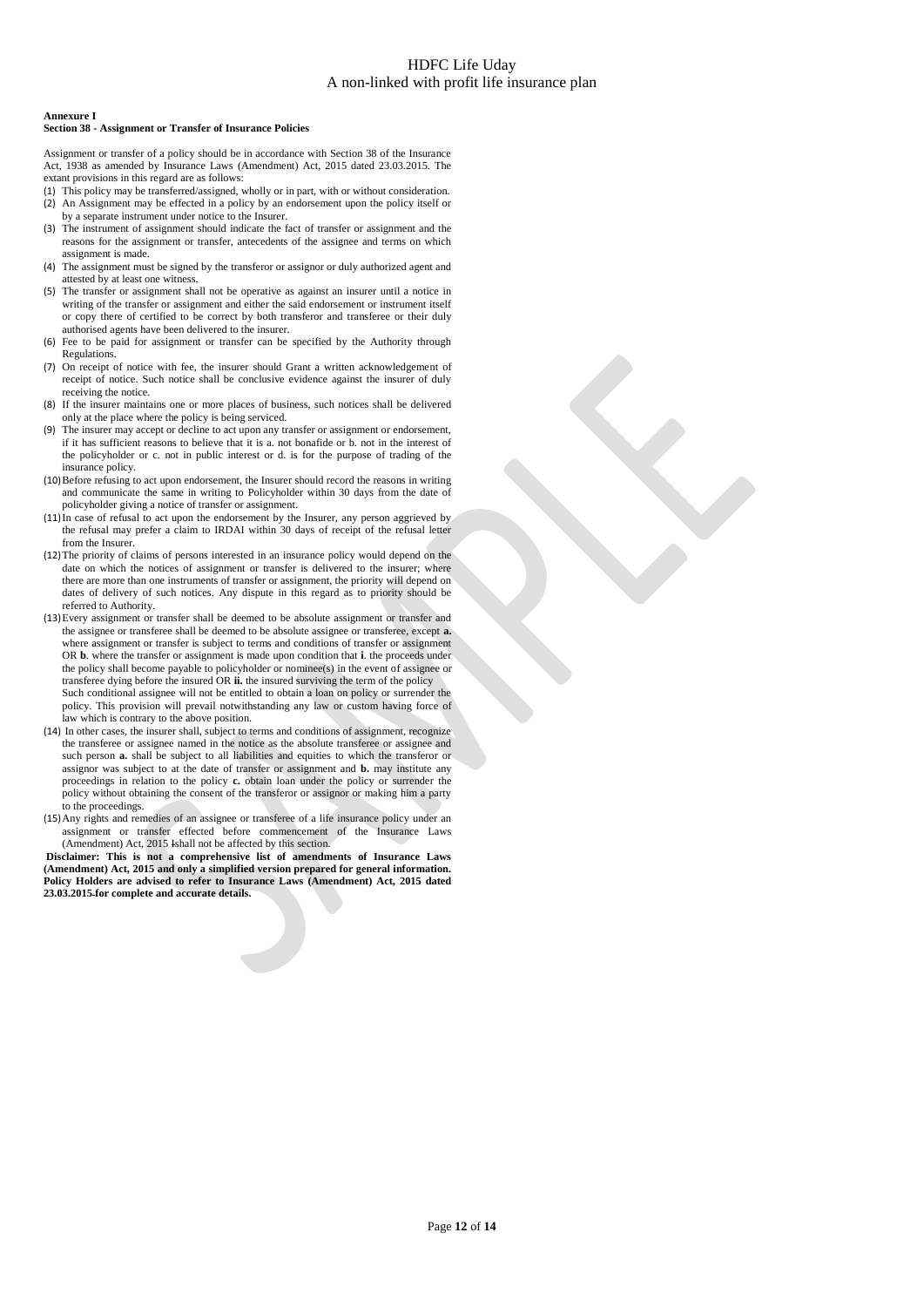**Annexure I**

**Section 38 - Assignment or Transfer of Insurance Policies**

Assignment or transfer of a policy should be in accordance with Section 38 of the Insurance Act, 1938 as amended by Insurance Laws (Amendment) Act, 2015 dated 23.03.2015. The extant provisions in this regard are as follows:

(1) This policy may be transferred/assigned, wholly or in part, with or without consideration.

(2) An Assignment may be effected in a policy by an endorsement upon the policy itself or by a separate instrument under notice to the Insurer.

(3) The instrument of assignment should indicate the fact of transfer or assignment and the reasons for the assignment or transfer, antecedents of the assignee and terms on which assignment is made.

(4) The assignment must be signed by the transferor or assignor or duly authorized agent and attested by at least one witness.

(5) The transfer or assignment shall not be operative as against an insurer until a notice in writing of the transfer or assignment and either the said endorsement or instrument itself or copy there of certified to be correct by both transferor and transferee or their duly authorised agents have been delivered to the insurer.

(6) Fee to be paid for assignment or transfer can be specified by the Authority through Regulations.

(7) On receipt of notice with fee, the insurer should Grant a written acknowledgement of receipt of notice. Such notice shall be conclusive evidence against the insurer of duly receiving the notice.

(8) If the insurer maintains one or more places of business, such notices shall be delivered only at the place where the policy is being serviced.

(9) The insurer may accept or decline to act upon any transfer or assignment or endorsement, if it has sufficient reasons to believe that it is a. not bonafide or b. not in the interest of the policyholder or c. not in public interest or d. is for the purpose of trading of the insurance policy.

(10) Before refusing to act upon endorsement, the Insurer should record the reasons in writing and communicate the same in writing to Policyholder within 30 days from the date of policyholder giving a notice of transfer or assignment.

(11) In case of refusal to act upon the endorsement by the Insurer, any person aggrieved by the refusal may prefer a claim to IRDAI within 30 days of receipt of the refusal letter from the Insurer.

(12) The priority of claims of persons interested in an insurance policy would depend on the date on which the notices of assignment or transfer is delivered to the insurer; where there are more than one instruments of transfer or assignment, the priority will depend on dates of delivery of such notices. Any dispute in this regard as to priority should be referred to Authority.

(13) Every assignment or transfer shall be deemed to be absolute assignment or transfer and the assignee or transferee shall be deemed to be absolute assignee or transferee, except **a.** where assignment or transfer is subject to terms and conditions of transfer or assignment OR **b**. where the transfer or assignment is made upon condition that **i**. the proceeds under the policy shall become payable to policyholder or nominee(s) in the event of assignee or transferee dying before the insured OR **ii.** the insured surviving the term of the policy
Such conditional assignee will not be entitled to obtain a loan on policy or surrender the policy. This provision will prevail notwithstanding any law or custom having force of law which is contrary to the above position.

(14) In other cases, the insurer shall, subject to terms and conditions of assignment, recognize the transferee or assignee named in the notice as the absolute transferee or assignee and such person **a.** shall be subject to all liabilities and equities to which the transferor or assignor was subject to at the date of transfer or assignment and **b.** may institute any proceedings in relation to the policy **c.** obtain loan under the policy or surrender the policy without obtaining the consent of the transferor or assignor or making him a party to the proceedings.

(15) Any rights and remedies of an assignee or transferee of a life insurance policy under an assignment or transfer effected before commencement of the Insurance Laws (Amendment) Act, 2015 shall not be affected by this section.

**Disclaimer: This is not a comprehensive list of amendments of Insurance Laws (Amendment) Act, 2015 and only a simplified version prepared for general information. Policy Holders are advised to refer to Insurance Laws (Amendment) Act, 2015 dated 23.03.2015 for complete and accurate details.**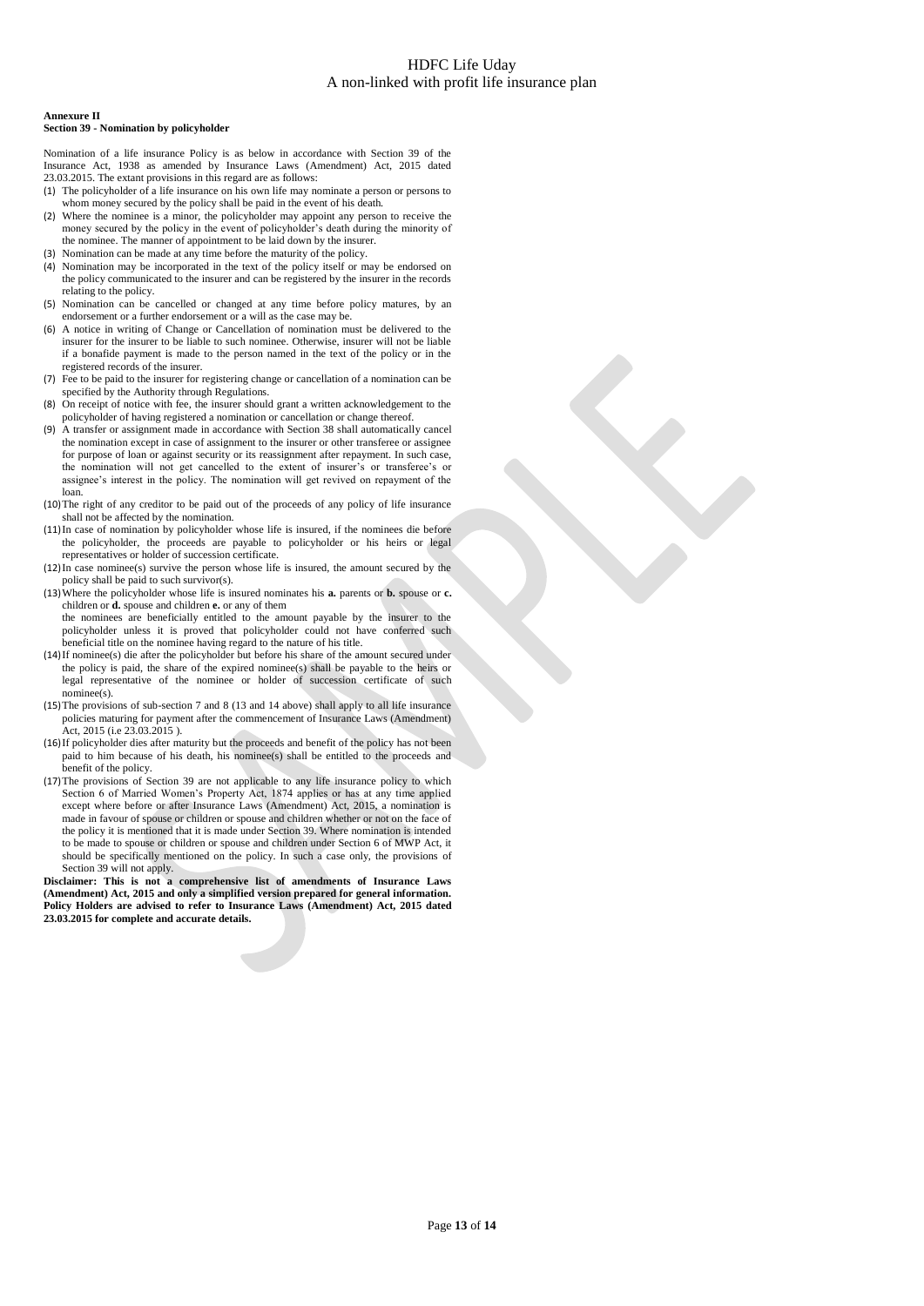**Annexure II**
**Section 39 - Nomination by policyholder**

Nomination of a life insurance Policy is as below in accordance with Section 39 of the Insurance Act, 1938 as amended by Insurance Laws (Amendment) Act, 2015 dated 23.03.2015. The extant provisions in this regard are as follows:

(1) The policyholder of a life insurance on his own life may nominate a person or persons to whom money secured by the policy shall be paid in the event of his death.
(2) Where the nominee is a minor, the policyholder may appoint any person to receive the money secured by the policy in the event of policyholder's death during the minority of the nominee. The manner of appointment to be laid down by the insurer.
(3) Nomination can be made at any time before the maturity of the policy.
(4) Nomination may be incorporated in the text of the policy itself or may be endorsed on the policy communicated to the insurer and can be registered by the insurer in the records relating to the policy.
(5) Nomination can be cancelled or changed at any time before policy matures, by an endorsement or a further endorsement or a will as the case may be.
(6) A notice in writing of Change or Cancellation of nomination must be delivered to the insurer for the insurer to be liable to such nominee. Otherwise, insurer will not be liable if a bonafide payment is made to the person named in the text of the policy or in the registered records of the insurer.
(7) Fee to be paid to the insurer for registering change or cancellation of a nomination can be specified by the Authority through Regulations.
(8) On receipt of notice with fee, the insurer should grant a written acknowledgement to the policyholder of having registered a nomination or cancellation or change thereof.
(9) A transfer or assignment made in accordance with Section 38 shall automatically cancel the nomination except in case of assignment to the insurer or other transferee or assignee for purpose of loan or against security or its reassignment after repayment. In such case, the nomination will not get cancelled to the extent of insurer's or transferee's or assignee's interest in the policy. The nomination will get revived on repayment of the loan.
(10) The right of any creditor to be paid out of the proceeds of any policy of life insurance shall not be affected by the nomination.
(11) In case of nomination by policyholder whose life is insured, if the nominees die before the policyholder, the proceeds are payable to policyholder or his heirs or legal representatives or holder of succession certificate.
(12) In case nominee(s) survive the person whose life is insured, the amount secured by the policy shall be paid to such survivor(s).
(13) Where the policyholder whose life is insured nominates his **a.** parents or **b.** spouse or **c.** children or **d.** spouse and children **e.** or any of them
the nominees are beneficially entitled to the amount payable by the insurer to the policyholder unless it is proved that policyholder could not have conferred such beneficial title on the nominee having regard to the nature of his title.
(14) If nominee(s) die after the policyholder but before his share of the amount secured under the policy is paid, the share of the expired nominee(s) shall be payable to the heirs or legal representative of the nominee or holder of succession certificate of such nominee(s).
(15) The provisions of sub-section 7 and 8 (13 and 14 above) shall apply to all life insurance policies maturing for payment after the commencement of Insurance Laws (Amendment) Act, 2015 (i.e 23.03.2015 ).
(16) If policyholder dies after maturity but the proceeds and benefit of the policy has not been paid to him because of his death, his nominee(s) shall be entitled to the proceeds and benefit of the policy.
(17) The provisions of Section 39 are not applicable to any life insurance policy to which Section 6 of Married Women's Property Act, 1874 applies or has at any time applied except where before or after Insurance Laws (Amendment) Act, 2015, a nomination is made in favour of spouse or children or spouse and children whether or not on the face of the policy it is mentioned that it is made under Section 39. Where nomination is intended to be made to spouse or children or spouse and children under Section 6 of MWP Act, it should be specifically mentioned on the policy. In such a case only, the provisions of Section 39 will not apply.

**Disclaimer: This is not a comprehensive list of amendments of Insurance Laws (Amendment) Act, 2015 and only a simplified version prepared for general information. Policy Holders are advised to refer to Insurance Laws (Amendment) Act, 2015 dated 23.03.2015 for complete and accurate details.**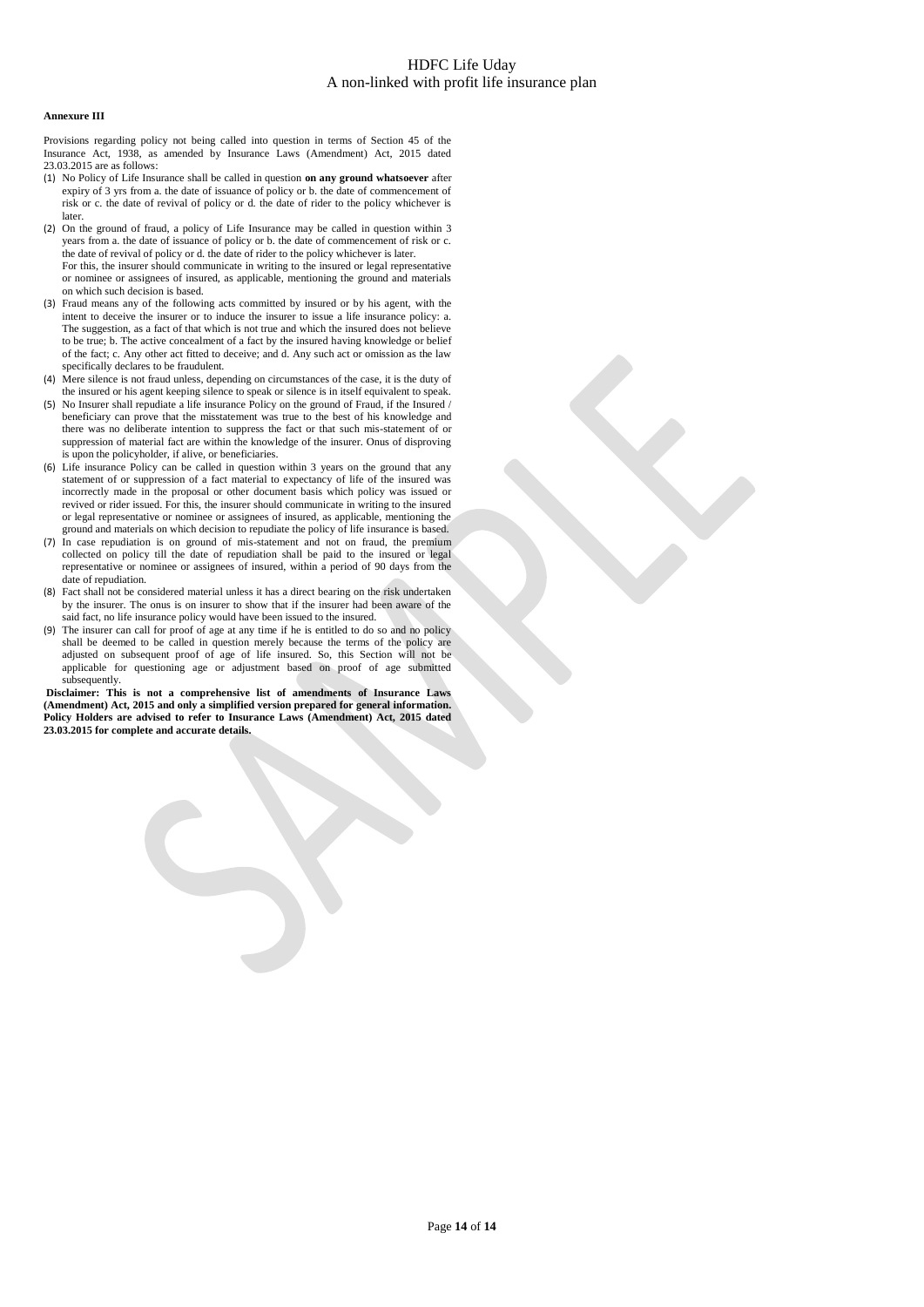**Annexure III**

Provisions regarding policy not being called into question in terms of Section 45 of the Insurance Act, 1938, as amended by Insurance Laws (Amendment) Act, 2015 dated 23.03.2015 are as follows:

(1) No Policy of Life Insurance shall be called in question **on any ground whatsoever** after expiry of 3 yrs from a. the date of issuance of policy or b. the date of commencement of risk or c. the date of revival of policy or d. the date of rider to the policy whichever is later.

(2) On the ground of fraud, a policy of Life Insurance may be called in question within 3 years from a. the date of issuance of policy or b. the date of commencement of risk or c. the date of revival of policy or d. the date of rider to the policy whichever is later.
For this, the insurer should communicate in writing to the insured or legal representative or nominee or assignees of insured, as applicable, mentioning the ground and materials on which such decision is based.

(3) Fraud means any of the following acts committed by insured or by his agent, with the intent to deceive the insurer or to induce the insurer to issue a life insurance policy: a. The suggestion, as a fact of that which is not true and which the insured does not believe to be true; b. The active concealment of a fact by the insured having knowledge or belief of the fact; c. Any other act fitted to deceive; and d. Any such act or omission as the law specifically declares to be fraudulent.

(4) Mere silence is not fraud unless, depending on circumstances of the case, it is the duty of the insured or his agent keeping silence to speak or silence is in itself equivalent to speak.

(5) No Insurer shall repudiate a life insurance Policy on the ground of Fraud, if the Insured / beneficiary can prove that the misstatement was true to the best of his knowledge and there was no deliberate intention to suppress the fact or that such mis-statement of or suppression of material fact are within the knowledge of the insurer. Onus of disproving is upon the policyholder, if alive, or beneficiaries.

(6) Life insurance Policy can be called in question within 3 years on the ground that any statement of or suppression of a fact material to expectancy of life of the insured was incorrectly made in the proposal or other document basis which policy was issued or revived or rider issued. For this, the insurer should communicate in writing to the insured or legal representative or nominee or assignees of insured, as applicable, mentioning the ground and materials on which decision to repudiate the policy of life insurance is based.

(7) In case repudiation is on ground of mis-statement and not on fraud, the premium collected on policy till the date of repudiation shall be paid to the insured or legal representative or nominee or assignees of insured, within a period of 90 days from the date of repudiation.

(8) Fact shall not be considered material unless it has a direct bearing on the risk undertaken by the insurer. The onus is on insurer to show that if the insurer had been aware of the said fact, no life insurance policy would have been issued to the insured.

(9) The insurer can call for proof of age at any time if he is entitled to do so and no policy shall be deemed to be called in question merely because the terms of the policy are adjusted on subsequent proof of age of life insured. So, this Section will not be applicable for questioning age or adjustment based on proof of age submitted subsequently.

**Disclaimer: This is not a comprehensive list of amendments of Insurance Laws (Amendment) Act, 2015 and only a simplified version prepared for general information. Policy Holders are advised to refer to Insurance Laws (Amendment) Act, 2015 dated 23.03.2015 for complete and accurate details.**